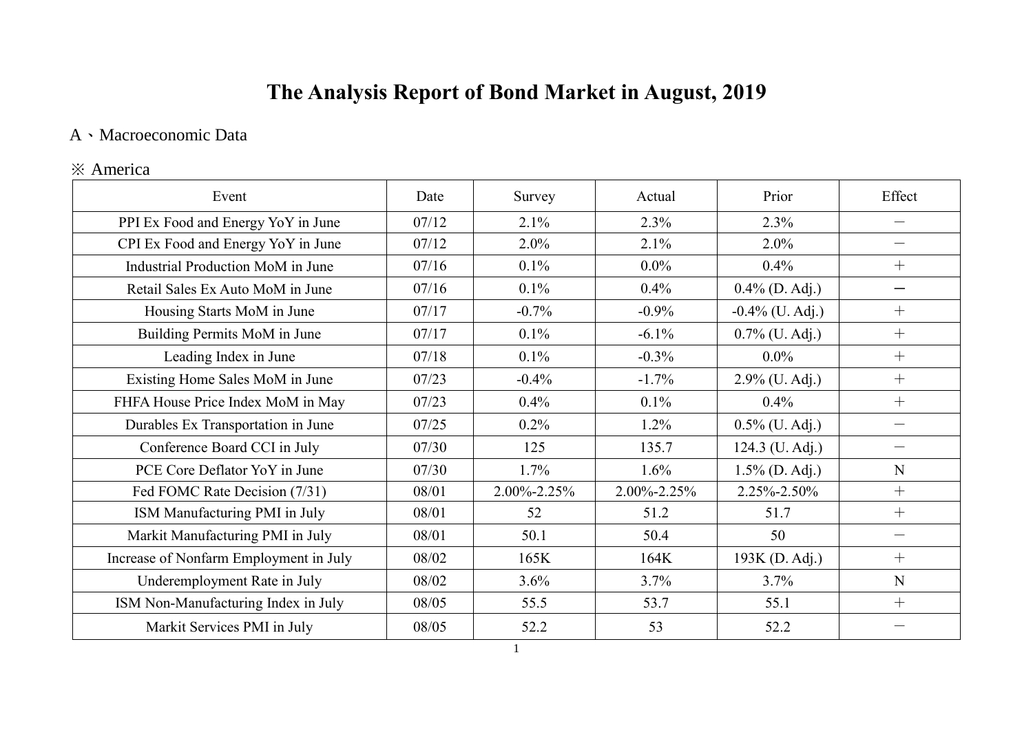# The Analysis Report of Bond Market in August, 2019

A、Macroeconomic Data

※ America

| Event | Date | Survey | Actual | Prior | Effect |
|---|---|---|---|---|---|
| PPI Ex Food and Energy YoY in June | 07/12 | 2.1% | 2.3% | 2.3% | － |
| CPI Ex Food and Energy YoY in June | 07/12 | 2.0% | 2.1% | 2.0% | － |
| Industrial Production MoM in June | 07/16 | 0.1% | 0.0% | 0.4% | ＋ |
| Retail Sales Ex Auto MoM in June | 07/16 | 0.1% | 0.4% | 0.4% (D. Adj.) | － |
| Housing Starts MoM in June | 07/17 | -0.7% | -0.9% | -0.4% (U. Adj.) | ＋ |
| Building Permits MoM in June | 07/17 | 0.1% | -6.1% | 0.7% (U. Adj.) | ＋ |
| Leading Index in June | 07/18 | 0.1% | -0.3% | 0.0% | ＋ |
| Existing Home Sales MoM in June | 07/23 | -0.4% | -1.7% | 2.9% (U. Adj.) | ＋ |
| FHFA House Price Index MoM in May | 07/23 | 0.4% | 0.1% | 0.4% | ＋ |
| Durables Ex Transportation in June | 07/25 | 0.2% | 1.2% | 0.5% (U. Adj.) | － |
| Conference Board CCI in July | 07/30 | 125 | 135.7 | 124.3 (U. Adj.) | － |
| PCE Core Deflator YoY in June | 07/30 | 1.7% | 1.6% | 1.5% (D. Adj.) | N |
| Fed FOMC Rate Decision (7/31) | 08/01 | 2.00%-2.25% | 2.00%-2.25% | 2.25%-2.50% | ＋ |
| ISM Manufacturing PMI in July | 08/01 | 52 | 51.2 | 51.7 | ＋ |
| Markit Manufacturing PMI in July | 08/01 | 50.1 | 50.4 | 50 | － |
| Increase of Nonfarm Employment in July | 08/02 | 165K | 164K | 193K (D. Adj.) | ＋ |
| Underemployment Rate in July | 08/02 | 3.6% | 3.7% | 3.7% | N |
| ISM Non-Manufacturing Index in July | 08/05 | 55.5 | 53.7 | 55.1 | ＋ |
| Markit Services PMI in July | 08/05 | 52.2 | 53 | 52.2 | － |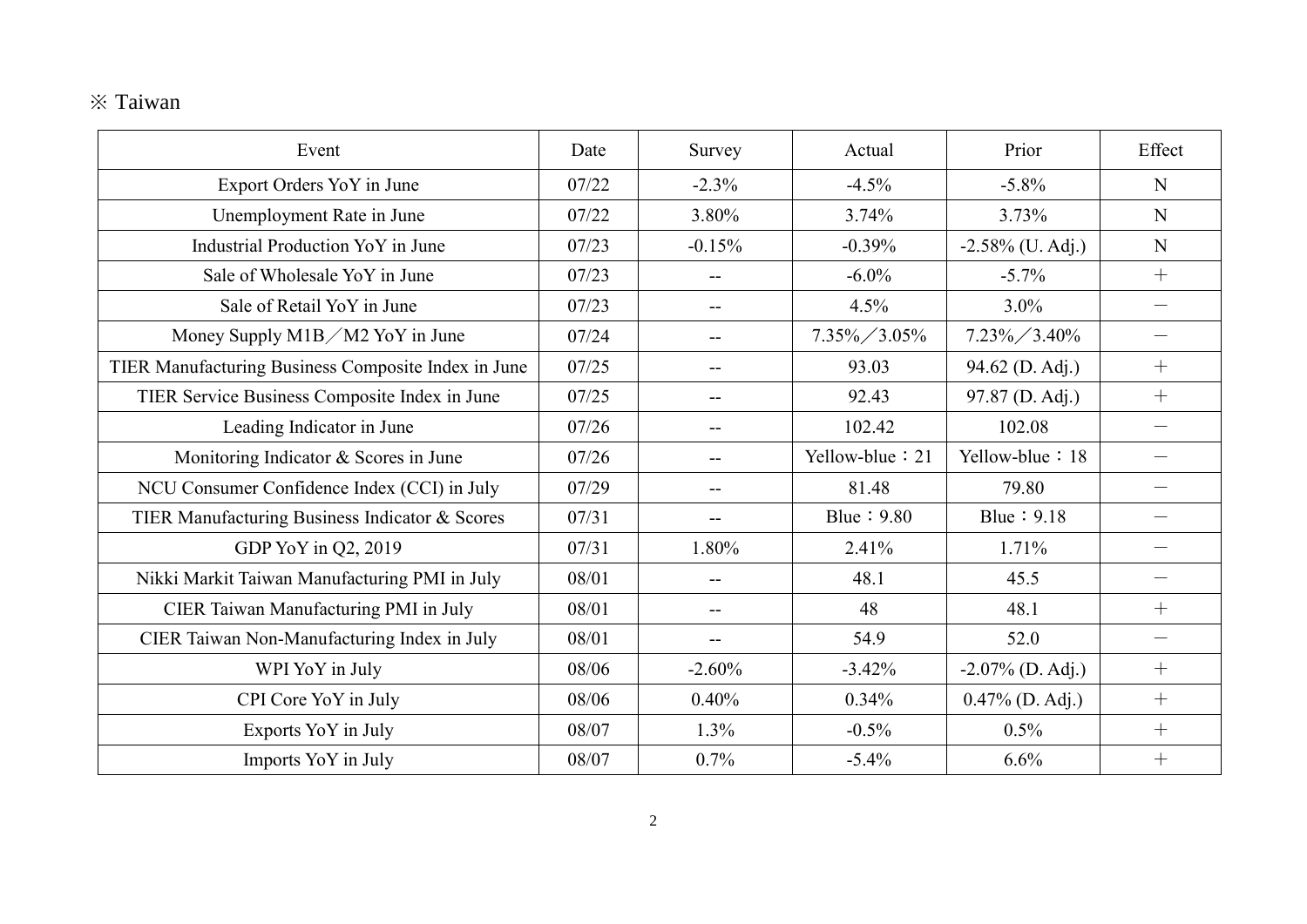※ Taiwan

| Event | Date | Survey | Actual | Prior | Effect |
| --- | --- | --- | --- | --- | --- |
| Export Orders YoY in June | 07/22 | -2.3% | -4.5% | -5.8% | N |
| Unemployment Rate in June | 07/22 | 3.80% | 3.74% | 3.73% | N |
| Industrial Production YoY in June | 07/23 | -0.15% | -0.39% | -2.58% (U. Adj.) | N |
| Sale of Wholesale YoY in June | 07/23 | -- | -6.0% | -5.7% | ＋ |
| Sale of Retail YoY in June | 07/23 | -- | 4.5% | 3.0% | － |
| Money Supply M1B／M2 YoY in June | 07/24 | -- | 7.35%／3.05% | 7.23%／3.40% | － |
| TIER Manufacturing Business Composite Index in June | 07/25 | -- | 93.03 | 94.62 (D. Adj.) | ＋ |
| TIER Service Business Composite Index in June | 07/25 | -- | 92.43 | 97.87 (D. Adj.) | ＋ |
| Leading Indicator in June | 07/26 | -- | 102.42 | 102.08 | － |
| Monitoring Indicator & Scores in June | 07/26 | -- | Yellow-blue：21 | Yellow-blue：18 | － |
| NCU Consumer Confidence Index (CCI) in July | 07/29 | -- | 81.48 | 79.80 | － |
| TIER Manufacturing Business Indicator & Scores | 07/31 | -- | Blue：9.80 | Blue：9.18 | － |
| GDP YoY in Q2, 2019 | 07/31 | 1.80% | 2.41% | 1.71% | － |
| Nikki Markit Taiwan Manufacturing PMI in July | 08/01 | -- | 48.1 | 45.5 | － |
| CIER Taiwan Manufacturing PMI in July | 08/01 | -- | 48 | 48.1 | ＋ |
| CIER Taiwan Non-Manufacturing Index in July | 08/01 | -- | 54.9 | 52.0 | － |
| WPI YoY in July | 08/06 | -2.60% | -3.42% | -2.07% (D. Adj.) | ＋ |
| CPI Core YoY in July | 08/06 | 0.40% | 0.34% | 0.47% (D. Adj.) | ＋ |
| Exports YoY in July | 08/07 | 1.3% | -0.5% | 0.5% | ＋ |
| Imports YoY in July | 08/07 | 0.7% | -5.4% | 6.6% | ＋ |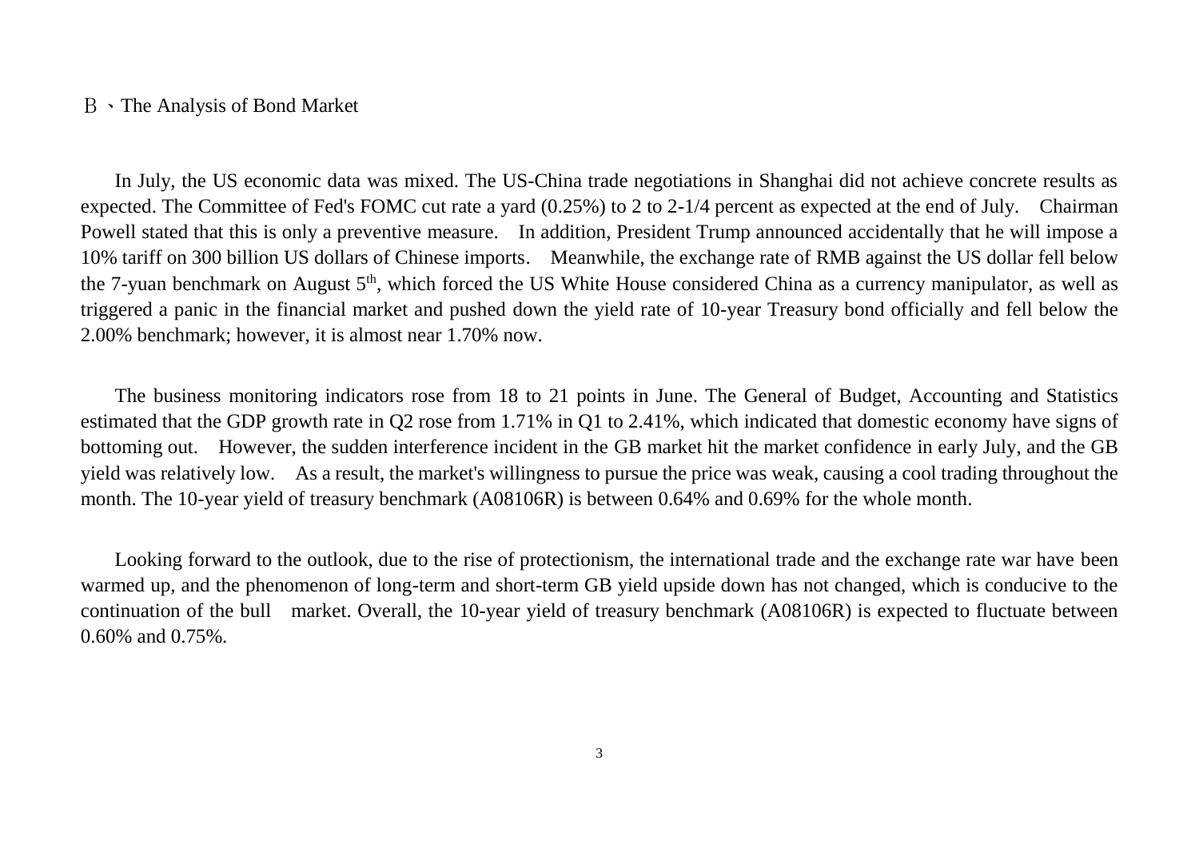## B、The Analysis of Bond Market

In July, the US economic data was mixed. The US-China trade negotiations in Shanghai did not achieve concrete results as expected. The Committee of Fed's FOMC cut rate a yard (0.25%) to 2 to 2-1/4 percent as expected at the end of July. Chairman Powell stated that this is only a preventive measure. In addition, President Trump announced accidentally that he will impose a 10% tariff on 300 billion US dollars of Chinese imports. Meanwhile, the exchange rate of RMB against the US dollar fell below the 7-yuan benchmark on August 5th, which forced the US White House considered China as a currency manipulator, as well as triggered a panic in the financial market and pushed down the yield rate of 10-year Treasury bond officially and fell below the 2.00% benchmark; however, it is almost near 1.70% now.

The business monitoring indicators rose from 18 to 21 points in June. The General of Budget, Accounting and Statistics estimated that the GDP growth rate in Q2 rose from 1.71% in Q1 to 2.41%, which indicated that domestic economy have signs of bottoming out. However, the sudden interference incident in the GB market hit the market confidence in early July, and the GB yield was relatively low. As a result, the market's willingness to pursue the price was weak, causing a cool trading throughout the month. The 10-year yield of treasury benchmark (A08106R) is between 0.64% and 0.69% for the whole month.

Looking forward to the outlook, due to the rise of protectionism, the international trade and the exchange rate war have been warmed up, and the phenomenon of long-term and short-term GB yield upside down has not changed, which is conducive to the continuation of the bull market. Overall, the 10-year yield of treasury benchmark (A08106R) is expected to fluctuate between 0.60% and 0.75%.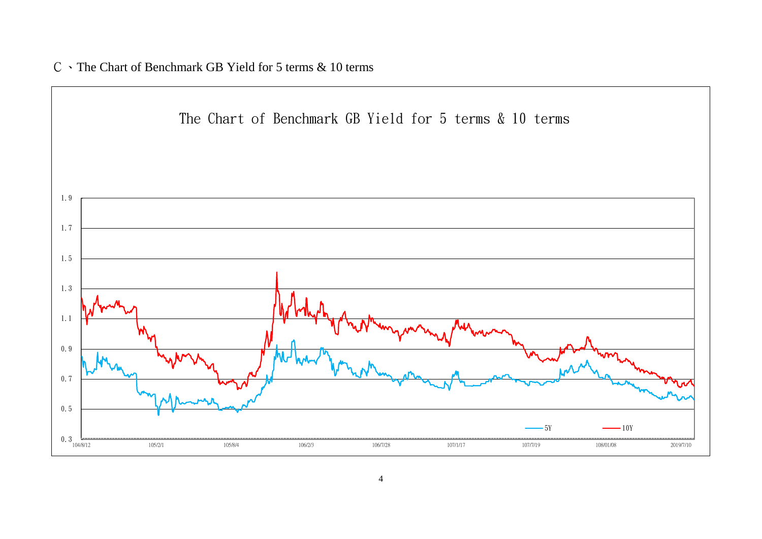C 、The Chart of Benchmark GB Yield for 5 terms & 10 terms

The Chart of Benchmark GB Yield for 5 terms & 10 terms

1.9
1.7
1.5
1.3
1.1
0.9
0.7
0.5
0.3

104/8/12
105/2/1
105/8/4
106/2/3
106/7/28
107/1/17
107/7/19
108/01/08
2019/7/10

5Y
10Y